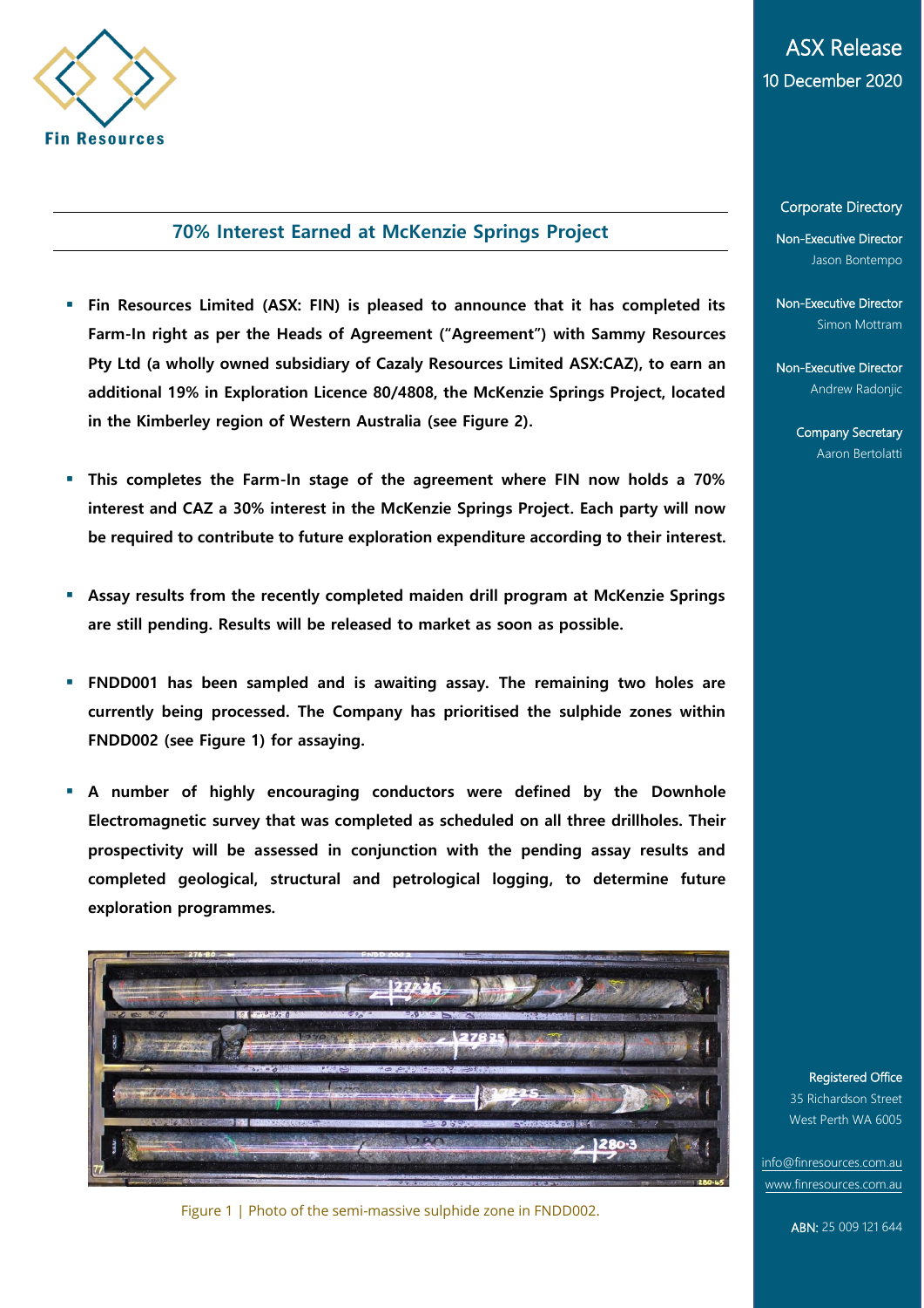Fin Resources

# ASX Release

10 December 2020

## 70% Interest Earned at McKenzie Springs Project

- **Fin Resources Limited (ASX: FIN) is pleased to announce that it has completed its Farm-In right as per the Heads of Agreement ("Agreement") with Sammy Resources Pty Ltd (a wholly owned subsidiary of Cazaly Resources Limited ASX:CAZ), to earn an additional 19% in Exploration Licence 80/4808, the McKenzie Springs Project, located in the Kimberley region of Western Australia (see Figure 2).**

- **This completes the Farm-In stage of the agreement where FIN now holds a 70% interest and CAZ a 30% interest in the McKenzie Springs Project. Each party will now be required to contribute to future exploration expenditure according to their interest.**

- **Assay results from the recently completed maiden drill program at McKenzie Springs are still pending. Results will be released to market as soon as possible.**

- **FNDD001 has been sampled and is awaiting assay. The remaining two holes are currently being processed. The Company has prioritised the sulphide zones within FNDD002 (see Figure 1) for assaying.**

- **A number of highly encouraging conductors were defined by the Downhole Electromagnetic survey that was completed as scheduled on all three drillholes. Their prospectivity will be assessed in conjunction with the pending assay results and completed geological, structural and petrological logging, to determine future exploration programmes.**

Figure 1 | Photo of the semi-massive sulphide zone in FNDD002.

**Corporate Directory**

Non-Executive Director
Jason Bontempo

Non-Executive Director
Simon Mottram

Non-Executive Director
Andrew Radonjic

Company Secretary
Aaron Bertolatti

**Registered Office**
35 Richardson Street
West Perth WA 6005

info@finresources.com.au
www.finresources.com.au

ABN: 25 009 121 644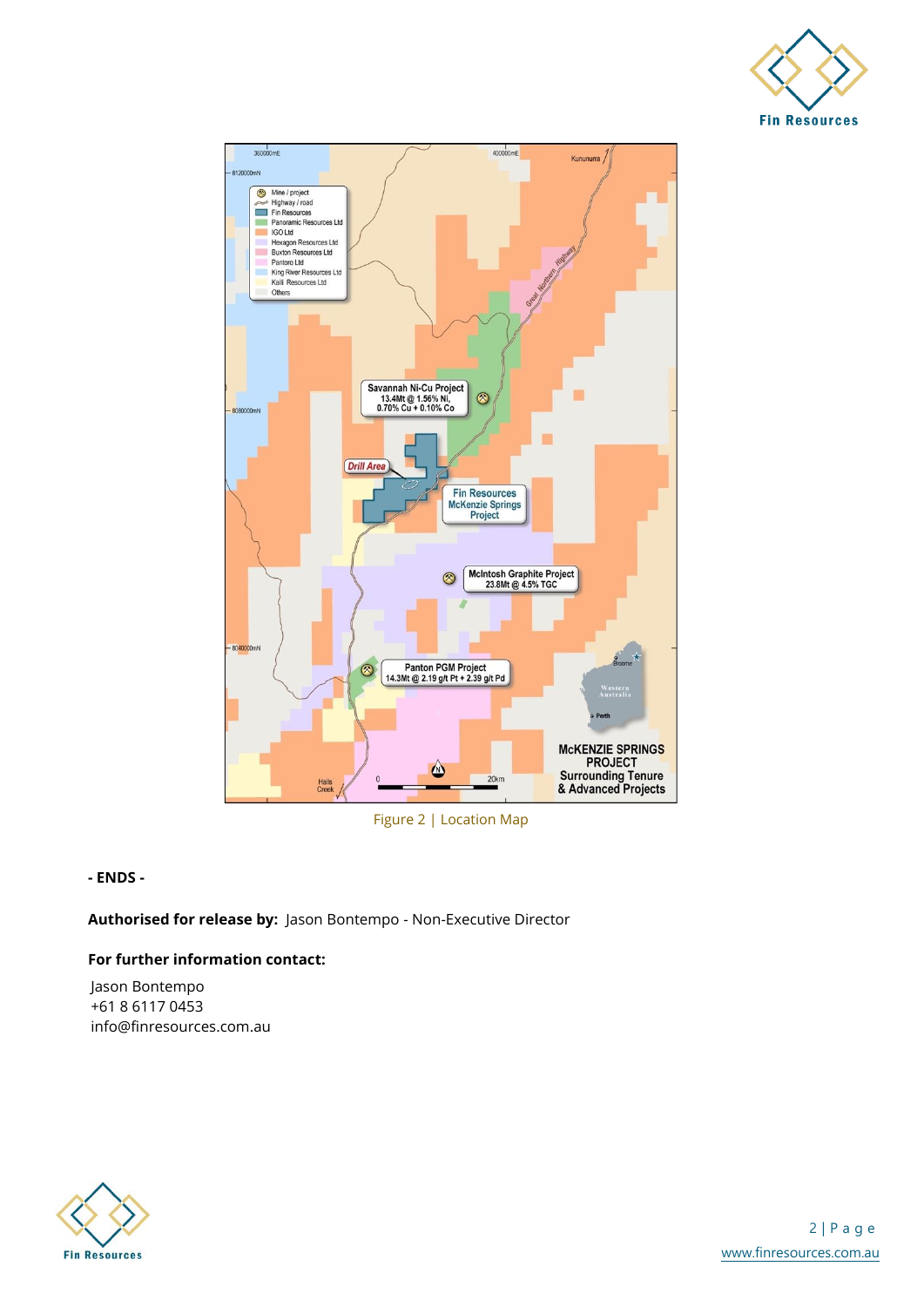360000mE

400000mE

8120000mN

8080000mN

8040000mN

Kununurra

Mine / project

Highway / road

Fin Resources

Panoramic Resources Ltd

IGO Ltd

Hexagon Resources Ltd

Buxton Resources Ltd

Pantoro Ltd

King River Resources Ltd

Kaili Resources Ltd

Others

Great Northern Highway

Savannah Ni-Cu Project
13.4Mt @ 1.56% Ni,
0.70% Cu + 0.10% Co

Drill Area

Fin Resources
McKenzie Springs
Project

McIntosh Graphite Project
23.8Mt @ 4.5% TGC

Panton PGM Project
14.3Mt @ 2.19 g/t Pt + 2.39 g/t Pd

Broome

Western
Australia

Perth

Halls
Creek

0

20km

N

McKENZIE SPRINGS
PROJECT
Surrounding Tenure
& Advanced Projects

Figure 2 | Location Map

**- ENDS -**

**Authorised for release by:** Jason Bontempo - Non-Executive Director

**For further information contact:**

Jason Bontempo
+61 8 6117 0453
info@finresources.com.au